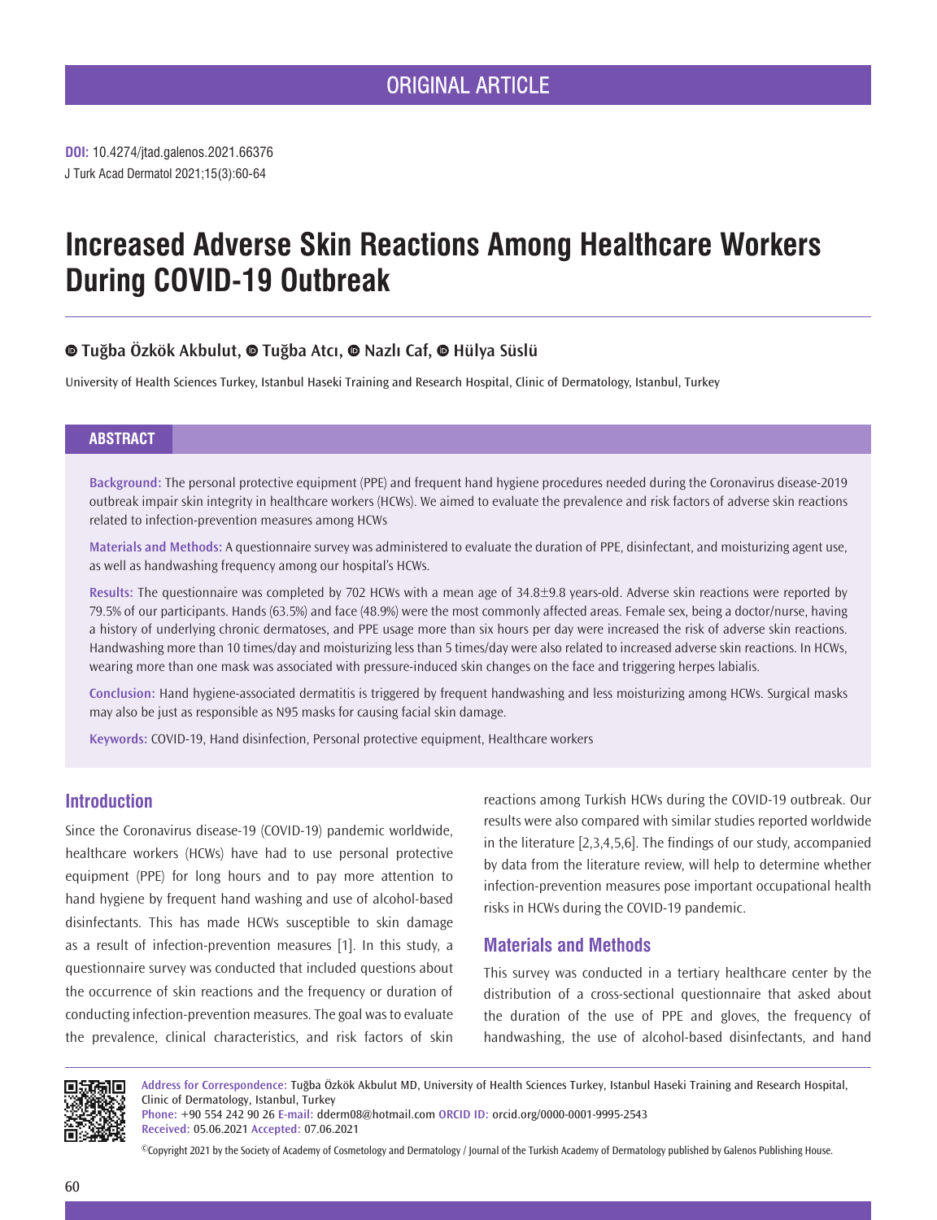ORIGINAL ARTICLE

**DOI:** 10.4274/jtad.galenos.2021.66376
J Turk Acad Dermatol 2021;15(3):60-64

# Increased Adverse Skin Reactions Among Healthcare Workers During COVID-19 Outbreak

**Tuğba Özkök Akbulut, Tuğba Atcı, Nazlı Caf, Hülya Süslü**

University of Health Sciences Turkey, Istanbul Haseki Training and Research Hospital, Clinic of Dermatology, Istanbul, Turkey

## ABSTRACT

**Background:** The personal protective equipment (PPE) and frequent hand hygiene procedures needed during the Coronavirus disease-2019 outbreak impair skin integrity in healthcare workers (HCWs). We aimed to evaluate the prevalence and risk factors of adverse skin reactions related to infection-prevention measures among HCWs

**Materials and Methods:** A questionnaire survey was administered to evaluate the duration of PPE, disinfectant, and moisturizing agent use, as well as handwashing frequency among our hospital's HCWs.

**Results:** The questionnaire was completed by 702 HCWs with a mean age of 34.8±9.8 years-old. Adverse skin reactions were reported by 79.5% of our participants. Hands (63.5%) and face (48.9%) were the most commonly affected areas. Female sex, being a doctor/nurse, having a history of underlying chronic dermatoses, and PPE usage more than six hours per day were increased the risk of adverse skin reactions. Handwashing more than 10 times/day and moisturizing less than 5 times/day were also related to increased adverse skin reactions. In HCWs, wearing more than one mask was associated with pressure-induced skin changes on the face and triggering herpes labialis.

**Conclusion:** Hand hygiene-associated dermatitis is triggered by frequent handwashing and less moisturizing among HCWs. Surgical masks may also be just as responsible as N95 masks for causing facial skin damage.

**Keywords:** COVID-19, Hand disinfection, Personal protective equipment, Healthcare workers

## Introduction

Since the Coronavirus disease-19 (COVID-19) pandemic worldwide, healthcare workers (HCWs) have had to use personal protective equipment (PPE) for long hours and to pay more attention to hand hygiene by frequent hand washing and use of alcohol-based disinfectants. This has made HCWs susceptible to skin damage as a result of infection-prevention measures [1]. In this study, a questionnaire survey was conducted that included questions about the occurrence of skin reactions and the frequency or duration of conducting infection-prevention measures. The goal was to evaluate the prevalence, clinical characteristics, and risk factors of skin reactions among Turkish HCWs during the COVID-19 outbreak. Our results were also compared with similar studies reported worldwide in the literature [2,3,4,5,6]. The findings of our study, accompanied by data from the literature review, will help to determine whether infection-prevention measures pose important occupational health risks in HCWs during the COVID-19 pandemic.

## Materials and Methods

This survey was conducted in a tertiary healthcare center by the distribution of a cross-sectional questionnaire that asked about the duration of the use of PPE and gloves, the frequency of handwashing, the use of alcohol-based disinfectants, and hand

**Address for Correspondence:** Tuğba Özkök Akbulut MD, University of Health Sciences Turkey, Istanbul Haseki Training and Research Hospital, Clinic of Dermatology, Istanbul, Turkey
**Phone:** +90 554 242 90 26 **E-mail:** dderm08@hotmail.com **ORCID ID:** orcid.org/0000-0001-9995-2543
**Received:** 05.06.2021 **Accepted:** 07.06.2021

©Copyright 2021 by the Society of Academy of Cosmetology and Dermatology / Journal of the Turkish Academy of Dermatology published by Galenos Publishing House.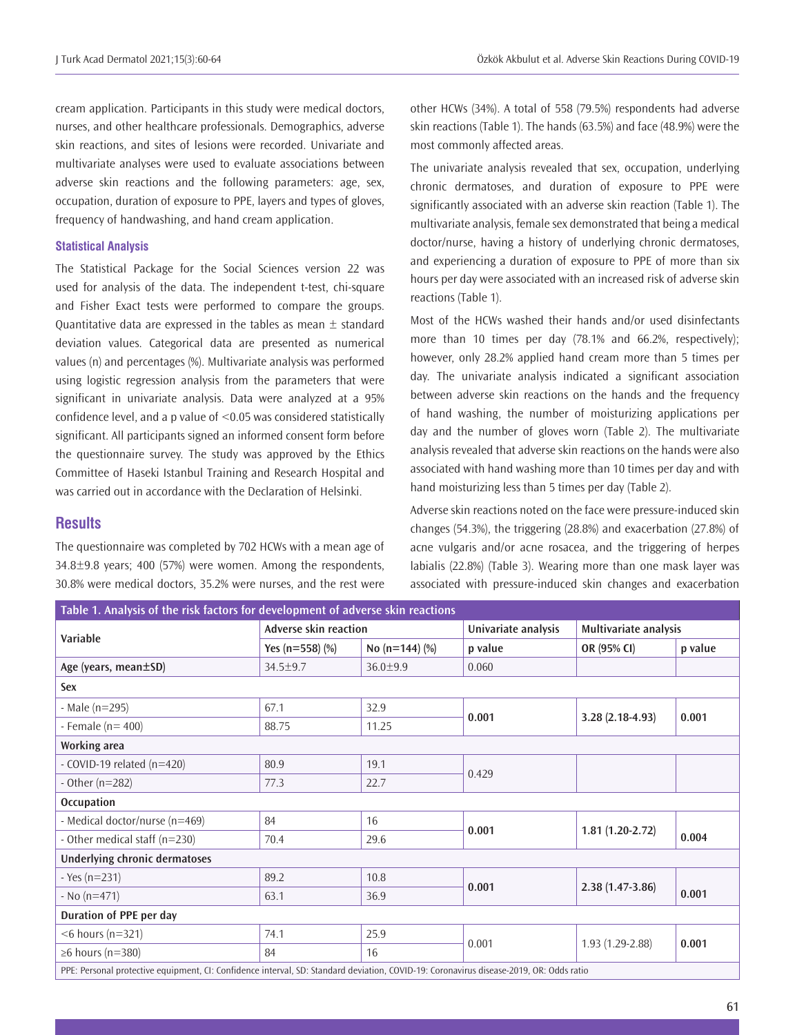cream application. Participants in this study were medical doctors, nurses, and other healthcare professionals. Demographics, adverse skin reactions, and sites of lesions were recorded. Univariate and multivariate analyses were used to evaluate associations between adverse skin reactions and the following parameters: age, sex, occupation, duration of exposure to PPE, layers and types of gloves, frequency of handwashing, and hand cream application.

### Statistical Analysis

The Statistical Package for the Social Sciences version 22 was used for analysis of the data. The independent t-test, chi-square and Fisher Exact tests were performed to compare the groups. Quantitative data are expressed in the tables as mean ± standard deviation values. Categorical data are presented as numerical values (n) and percentages (%). Multivariate analysis was performed using logistic regression analysis from the parameters that were significant in univariate analysis. Data were analyzed at a 95% confidence level, and a p value of <0.05 was considered statistically significant. All participants signed an informed consent form before the questionnaire survey. The study was approved by the Ethics Committee of Haseki Istanbul Training and Research Hospital and was carried out in accordance with the Declaration of Helsinki.

## Results

The questionnaire was completed by 702 HCWs with a mean age of 34.8±9.8 years; 400 (57%) were women. Among the respondents, 30.8% were medical doctors, 35.2% were nurses, and the rest were other HCWs (34%). A total of 558 (79.5%) respondents had adverse skin reactions (Table 1). The hands (63.5%) and face (48.9%) were the most commonly affected areas.

The univariate analysis revealed that sex, occupation, underlying chronic dermatoses, and duration of exposure to PPE were significantly associated with an adverse skin reaction (Table 1). The multivariate analysis, female sex demonstrated that being a medical doctor/nurse, having a history of underlying chronic dermatoses, and experiencing a duration of exposure to PPE of more than six hours per day were associated with an increased risk of adverse skin reactions (Table 1).

Most of the HCWs washed their hands and/or used disinfectants more than 10 times per day (78.1% and 66.2%, respectively); however, only 28.2% applied hand cream more than 5 times per day. The univariate analysis indicated a significant association between adverse skin reactions on the hands and the frequency of hand washing, the number of moisturizing applications per day and the number of gloves worn (Table 2). The multivariate analysis revealed that adverse skin reactions on the hands were also associated with hand washing more than 10 times per day and with hand moisturizing less than 5 times per day (Table 2).

Adverse skin reactions noted on the face were pressure-induced skin changes (54.3%), the triggering (28.8%) and exacerbation (27.8%) of acne vulgaris and/or acne rosacea, and the triggering of herpes labialis (22.8%) (Table 3). Wearing more than one mask layer was associated with pressure-induced skin changes and exacerbation

**Table 1. Analysis of the risk factors for development of adverse skin reactions**

| Variable | Adverse skin reaction | | Univariate analysis | Multivariate analysis | |
|---|---|---|---|---|---|
| | Yes (n=558) (%) | No (n=144) (%) | p value | OR (95% CI) | p value |
| **Age (years, mean±SD)** | 34.5±9.7 | 36.0±9.9 | 0.060 | | |
| **Sex** | | | | | |
| - Male (n=295) | 67.1 | 32.9 | **0.001** | **3.28 (2.18-4.93)** | **0.001** |
| - Female (n= 400) | 88.75 | 11.25 | | | |
| **Working area** | | | | | |
| - COVID-19 related (n=420) | 80.9 | 19.1 | 0.429 | | |
| - Other (n=282) | 77.3 | 22.7 | | | |
| **Occupation** | | | | | |
| - Medical doctor/nurse (n=469) | 84 | 16 | **0.001** | **1.81 (1.20-2.72)** | **0.004** |
| - Other medical staff (n=230) | 70.4 | 29.6 | | | |
| **Underlying chronic dermatoses** | | | | | |
| - Yes (n=231) | 89.2 | 10.8 | **0.001** | **2.38 (1.47-3.86)** | **0.001** |
| - No (n=471) | 63.1 | 36.9 | | | |
| **Duration of PPE per day** | | | | | |
| <6 hours (n=321) | 74.1 | 25.9 | 0.001 | 1.93 (1.29-2.88) | **0.001** |
| ≥6 hours (n=380) | 84 | 16 | | | |

PPE: Personal protective equipment, CI: Confidence interval, SD: Standard deviation, COVID-19: Coronavirus disease-2019, OR: Odds ratio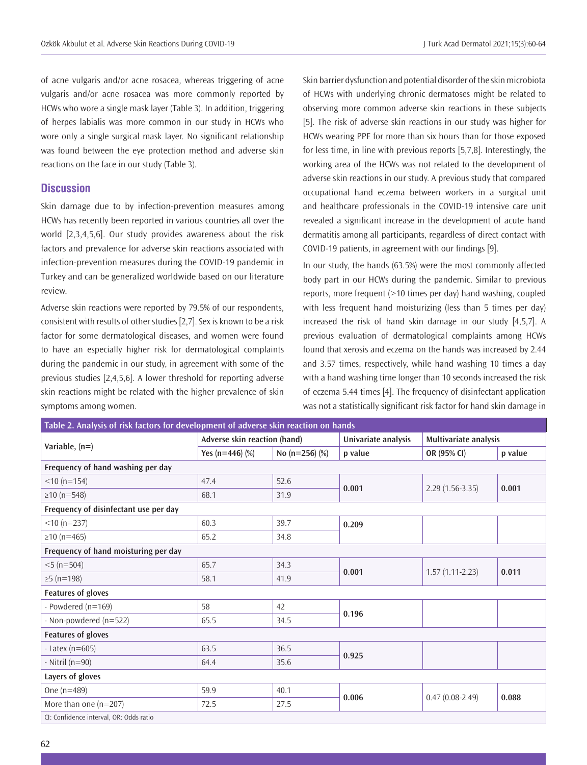of acne vulgaris and/or acne rosacea, whereas triggering of acne vulgaris and/or acne rosacea was more commonly reported by HCWs who wore a single mask layer (Table 3). In addition, triggering of herpes labialis was more common in our study in HCWs who wore only a single surgical mask layer. No significant relationship was found between the eye protection method and adverse skin reactions on the face in our study (Table 3).

## Discussion

Skin damage due to by infection-prevention measures among HCWs has recently been reported in various countries all over the world [2,3,4,5,6]. Our study provides awareness about the risk factors and prevalence for adverse skin reactions associated with infection-prevention measures during the COVID-19 pandemic in Turkey and can be generalized worldwide based on our literature review.

Adverse skin reactions were reported by 79.5% of our respondents, consistent with results of other studies [2,7]. Sex is known to be a risk factor for some dermatological diseases, and women were found to have an especially higher risk for dermatological complaints during the pandemic in our study, in agreement with some of the previous studies [2,4,5,6]. A lower threshold for reporting adverse skin reactions might be related with the higher prevalence of skin symptoms among women.

Skin barrier dysfunction and potential disorder of the skin microbiota of HCWs with underlying chronic dermatoses might be related to observing more common adverse skin reactions in these subjects [5]. The risk of adverse skin reactions in our study was higher for HCWs wearing PPE for more than six hours than for those exposed for less time, in line with previous reports [5,7,8]. Interestingly, the working area of the HCWs was not related to the development of adverse skin reactions in our study. A previous study that compared occupational hand eczema between workers in a surgical unit and healthcare professionals in the COVID-19 intensive care unit revealed a significant increase in the development of acute hand dermatitis among all participants, regardless of direct contact with COVID-19 patients, in agreement with our findings [9].

In our study, the hands (63.5%) were the most commonly affected body part in our HCWs during the pandemic. Similar to previous reports, more frequent (>10 times per day) hand washing, coupled with less frequent hand moisturizing (less than 5 times per day) increased the risk of hand skin damage in our study [4,5,7]. A previous evaluation of dermatological complaints among HCWs found that xerosis and eczema on the hands was increased by 2.44 and 3.57 times, respectively, while hand washing 10 times a day with a hand washing time longer than 10 seconds increased the risk of eczema 5.44 times [4]. The frequency of disinfectant application was not a statistically significant risk factor for hand skin damage in

**Table 2. Analysis of risk factors for development of adverse skin reaction on hands**

| Variable, (n=) | Adverse skin reaction (hand) | | Univariate analysis | Multivariate analysis | |
|---|---|---|---|---|---|
| | Yes (n=446) (%) | No (n=256) (%) | p value | OR (95% CI) | p value |
| **Frequency of hand washing per day** | | | | | |
| <10 (n=154) | 47.4 | 52.6 | **0.001** | 2.29 (1.56-3.35) | **0.001** |
| ≥10 (n=548) | 68.1 | 31.9 | | | |
| **Frequency of disinfectant use per day** | | | | | |
| <10 (n=237) | 60.3 | 39.7 | **0.209** | | |
| ≥10 (n=465) | 65.2 | 34.8 | | | |
| **Frequency of hand moisturing per day** | | | | | |
| <5 (n=504) | 65.7 | 34.3 | **0.001** | 1.57 (1.11-2.23) | **0.011** |
| ≥5 (n=198) | 58.1 | 41.9 | | | |
| **Features of gloves** | | | | | |
| - Powdered (n=169) | 58 | 42 | **0.196** | | |
| - Non-powdered (n=522) | 65.5 | 34.5 | | | |
| **Features of gloves** | | | | | |
| - Latex (n=605) | 63.5 | 36.5 | **0.925** | | |
| - Nitril (n=90) | 64.4 | 35.6 | | | |
| **Layers of gloves** | | | | | |
| One (n=489) | 59.9 | 40.1 | **0.006** | 0.47 (0.08-2.49) | **0.088** |
| More than one (n=207) | 72.5 | 27.5 | | | |

CI: Confidence interval, OR: Odds ratio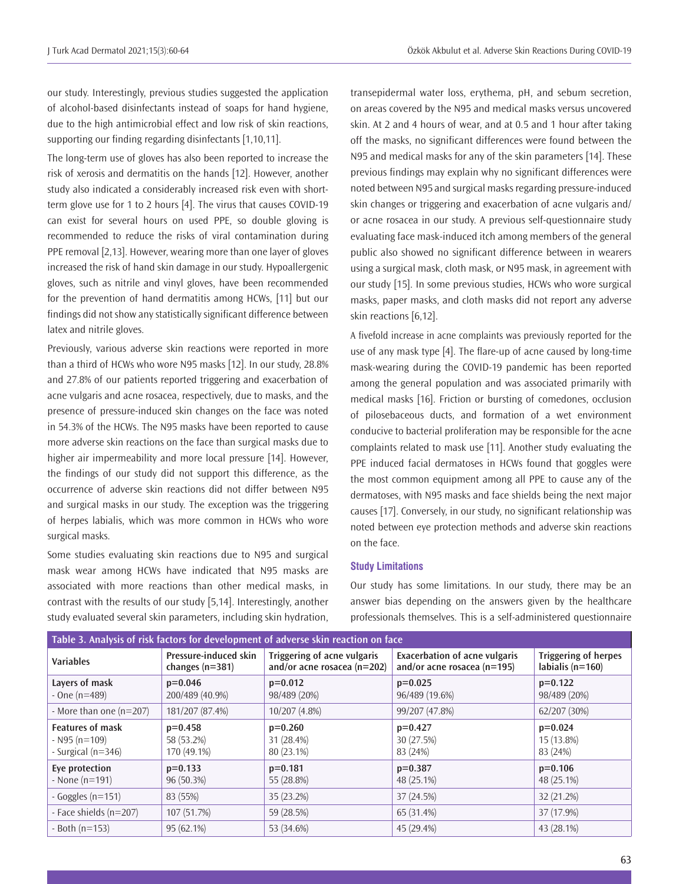our study. Interestingly, previous studies suggested the application of alcohol-based disinfectants instead of soaps for hand hygiene, due to the high antimicrobial effect and low risk of skin reactions, supporting our finding regarding disinfectants [1,10,11].

The long-term use of gloves has also been reported to increase the risk of xerosis and dermatitis on the hands [12]. However, another study also indicated a considerably increased risk even with short-term glove use for 1 to 2 hours [4]. The virus that causes COVID-19 can exist for several hours on used PPE, so double gloving is recommended to reduce the risks of viral contamination during PPE removal [2,13]. However, wearing more than one layer of gloves increased the risk of hand skin damage in our study. Hypoallergenic gloves, such as nitrile and vinyl gloves, have been recommended for the prevention of hand dermatitis among HCWs, [11] but our findings did not show any statistically significant difference between latex and nitrile gloves.

Previously, various adverse skin reactions were reported in more than a third of HCWs who wore N95 masks [12]. In our study, 28.8% and 27.8% of our patients reported triggering and exacerbation of acne vulgaris and acne rosacea, respectively, due to masks, and the presence of pressure-induced skin changes on the face was noted in 54.3% of the HCWs. The N95 masks have been reported to cause more adverse skin reactions on the face than surgical masks due to higher air impermeability and more local pressure [14]. However, the findings of our study did not support this difference, as the occurrence of adverse skin reactions did not differ between N95 and surgical masks in our study. The exception was the triggering of herpes labialis, which was more common in HCWs who wore surgical masks.

Some studies evaluating skin reactions due to N95 and surgical mask wear among HCWs have indicated that N95 masks are associated with more reactions than other medical masks, in contrast with the results of our study [5,14]. Interestingly, another study evaluated several skin parameters, including skin hydration, transepidermal water loss, erythema, pH, and sebum secretion, on areas covered by the N95 and medical masks versus uncovered skin. At 2 and 4 hours of wear, and at 0.5 and 1 hour after taking off the masks, no significant differences were found between the N95 and medical masks for any of the skin parameters [14]. These previous findings may explain why no significant differences were noted between N95 and surgical masks regarding pressure-induced skin changes or triggering and exacerbation of acne vulgaris and/or acne rosacea in our study. A previous self-questionnaire study evaluating face mask-induced itch among members of the general public also showed no significant difference between in wearers using a surgical mask, cloth mask, or N95 mask, in agreement with our study [15]. In some previous studies, HCWs who wore surgical masks, paper masks, and cloth masks did not report any adverse skin reactions [6,12].

A fivefold increase in acne complaints was previously reported for the use of any mask type [4]. The flare-up of acne caused by long-time mask-wearing during the COVID-19 pandemic has been reported among the general population and was associated primarily with medical masks [16]. Friction or bursting of comedones, occlusion of pilosebaceous ducts, and formation of a wet environment conducive to bacterial proliferation may be responsible for the acne complaints related to mask use [11]. Another study evaluating the PPE induced facial dermatoses in HCWs found that goggles were the most common equipment among all PPE to cause any of the dermatoses, with N95 masks and face shields being the next major causes [17]. Conversely, in our study, no significant relationship was noted between eye protection methods and adverse skin reactions on the face.

### Study Limitations

Our study has some limitations. In our study, there may be an answer bias depending on the answers given by the healthcare professionals themselves. This is a self-administered questionnaire

**Table 3. Analysis of risk factors for development of adverse skin reaction on face**

| Variables | Pressure-induced skin changes (n=381) | Triggering of acne vulgaris and/or acne rosacea (n=202) | Exacerbation of acne vulgaris and/or acne rosacea (n=195) | Triggering of herpes labialis (n=160) |
|---|---|---|---|---|
| **Layers of mask** | **p=0.046** | **p=0.012** | **p=0.025** | **p=0.122** |
| - One (n=489) | 200/489 (40.9%) | 98/489 (20%) | 96/489 (19.6%) | 98/489 (20%) |
| - More than one (n=207) | 181/207 (87.4%) | 10/207 (4.8%) | 99/207 (47.8%) | 62/207 (30%) |
| **Features of mask** | **p=0.458** | **p=0.260** | **p=0.427** | **p=0.024** |
| - N95 (n=109) | 58 (53.2%) | 31 (28.4%) | 30 (27.5%) | 15 (13.8%) |
| - Surgical (n=346) | 170 (49.1%) | 80 (23.1%) | 83 (24%) | 83 (24%) |
| **Eye protection** | **p=0.133** | **p=0.181** | **p=0.387** | **p=0.106** |
| - None (n=191) | 96 (50.3%) | 55 (28.8%) | 48 (25.1%) | 48 (25.1%) |
| - Goggles (n=151) | 83 (55%) | 35 (23.2%) | 37 (24.5%) | 32 (21.2%) |
| - Face shields (n=207) | 107 (51.7%) | 59 (28.5%) | 65 (31.4%) | 37 (17.9%) |
| - Both (n=153) | 95 (62.1%) | 53 (34.6%) | 45 (29.4%) | 43 (28.1%) |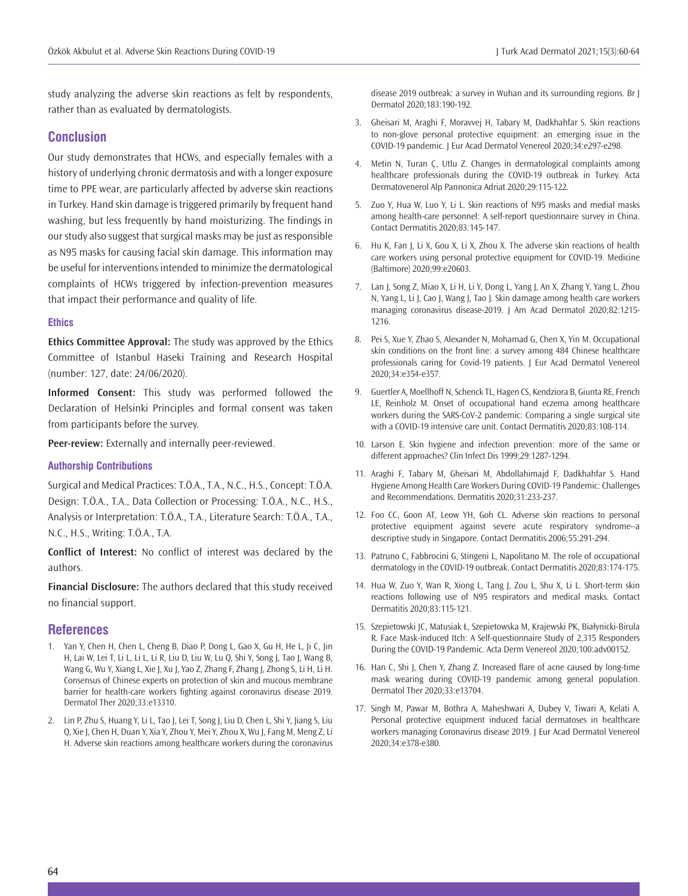study analyzing the adverse skin reactions as felt by respondents, rather than as evaluated by dermatologists.

## Conclusion

Our study demonstrates that HCWs, and especially females with a history of underlying chronic dermatosis and with a longer exposure time to PPE wear, are particularly affected by adverse skin reactions in Turkey. Hand skin damage is triggered primarily by frequent hand washing, but less frequently by hand moisturizing. The findings in our study also suggest that surgical masks may be just as responsible as N95 masks for causing facial skin damage. This information may be useful for interventions intended to minimize the dermatological complaints of HCWs triggered by infection-prevention measures that impact their performance and quality of life.

### Ethics

**Ethics Committee Approval:** The study was approved by the Ethics Committee of Istanbul Haseki Training and Research Hospital (number: 127, date: 24/06/2020).

**Informed Consent:** This study was performed followed the Declaration of Helsinki Principles and formal consent was taken from participants before the survey.

**Peer-review:** Externally and internally peer-reviewed.

### Authorship Contributions

Surgical and Medical Practices: T.Ö.A., T.A., N.C., H.S., Concept: T.Ö.A. Design: T.Ö.A., T.A., Data Collection or Processing: T.Ö.A., N.C., H.S., Analysis or Interpretation: T.Ö.A., T.A., Literature Search: T.Ö.A., T.A., N.C., H.S., Writing: T.Ö.A., T.A.

**Conflict of Interest:** No conflict of interest was declared by the authors.

**Financial Disclosure:** The authors declared that this study received no financial support.

## References

1. Yan Y, Chen H, Chen L, Cheng B, Diao P, Dong L, Gao X, Gu H, He L, Ji C, Jin H, Lai W, Lei T, Li L, Li L, Li R, Liu D, Liu W, Lu Q, Shi Y, Song J, Tao J, Wang B, Wang G, Wu Y, Xiang L, Xie J, Xu J, Yao Z, Zhang F, Zhang J, Zhong S, Li H, Li H. Consensus of Chinese experts on protection of skin and mucous membrane barrier for health-care workers fighting against coronavirus disease 2019. Dermatol Ther 2020;33:e13310.
2. Lin P, Zhu S, Huang Y, Li L, Tao J, Lei T, Song J, Liu D, Chen L, Shi Y, Jiang S, Liu Q, Xie J, Chen H, Duan Y, Xia Y, Zhou Y, Mei Y, Zhou X, Wu J, Fang M, Meng Z, Li H. Adverse skin reactions among healthcare workers during the coronavirus disease 2019 outbreak: a survey in Wuhan and its surrounding regions. Br J Dermatol 2020;183:190-192.
3. Gheisari M, Araghi F, Moravvej H, Tabary M, Dadkhahfar S. Skin reactions to non-glove personal protective equipment: an emerging issue in the COVID-19 pandemic. J Eur Acad Dermatol Venereol 2020;34:e297-e298.
4. Metin N, Turan Ç, Utlu Z. Changes in dermatological complaints among healthcare professionals during the COVID-19 outbreak in Turkey. Acta Dermatovenerol Alp Pannonica Adriat 2020;29:115-122.
5. Zuo Y, Hua W, Luo Y, Li L. Skin reactions of N95 masks and medial masks among health-care personnel: A self-report questionnaire survey in China. Contact Dermatitis 2020;83:145-147.
6. Hu K, Fan J, Li X, Gou X, Li X, Zhou X. The adverse skin reactions of health care workers using personal protective equipment for COVID-19. Medicine (Baltimore) 2020;99:e20603.
7. Lan J, Song Z, Miao X, Li H, Li Y, Dong L, Yang J, An X, Zhang Y, Yang L, Zhou N, Yang L, Li J, Cao J, Wang J, Tao J. Skin damage among health care workers managing coronavirus disease-2019. J Am Acad Dermatol 2020;82:1215-1216.
8. Pei S, Xue Y, Zhao S, Alexander N, Mohamad G, Chen X, Yin M. Occupational skin conditions on the front line: a survey among 484 Chinese healthcare professionals caring for Covid-19 patients. J Eur Acad Dermatol Venereol 2020;34:e354-e357.
9. Guertler A, Moellhoff N, Schenck TL, Hagen CS, Kendziora B, Giunta RE, French LE, Reinholz M. Onset of occupational hand eczema among healthcare workers during the SARS-CoV-2 pandemic: Comparing a single surgical site with a COVID-19 intensive care unit. Contact Dermatitis 2020;83:108-114.
10. Larson E. Skin hygiene and infection prevention: more of the same or different approaches? Clin Infect Dis 1999;29:1287-1294.
11. Araghi F, Tabary M, Gheisari M, Abdollahimajd F, Dadkhahfar S. Hand Hygiene Among Health Care Workers During COVID-19 Pandemic: Challenges and Recommendations. Dermatitis 2020;31:233-237.
12. Foo CC, Goon AT, Leow YH, Goh CL. Adverse skin reactions to personal protective equipment against severe acute respiratory syndrome--a descriptive study in Singapore. Contact Dermatitis 2006;55:291-294.
13. Patruno C, Fabbrocini G, Stingeni L, Napolitano M. The role of occupational dermatology in the COVID-19 outbreak. Contact Dermatitis 2020;83:174-175.
14. Hua W, Zuo Y, Wan R, Xiong L, Tang J, Zou L, Shu X, Li L. Short-term skin reactions following use of N95 respirators and medical masks. Contact Dermatitis 2020;83:115-121.
15. Szepietowski JC, Matusiak Ł, Szepietowska M, Krajewski PK, Białynicki-Birula R. Face Mask-induced Itch: A Self-questionnaire Study of 2,315 Responders During the COVID-19 Pandemic. Acta Derm Venereol 2020;100:adv00152.
16. Han C, Shi J, Chen Y, Zhang Z. Increased flare of acne caused by long-time mask wearing during COVID-19 pandemic among general population. Dermatol Ther 2020;33:e13704.
17. Singh M, Pawar M, Bothra A, Maheshwari A, Dubey V, Tiwari A, Kelati A. Personal protective equipment induced facial dermatoses in healthcare workers managing Coronavirus disease 2019. J Eur Acad Dermatol Venereol 2020;34:e378-e380.